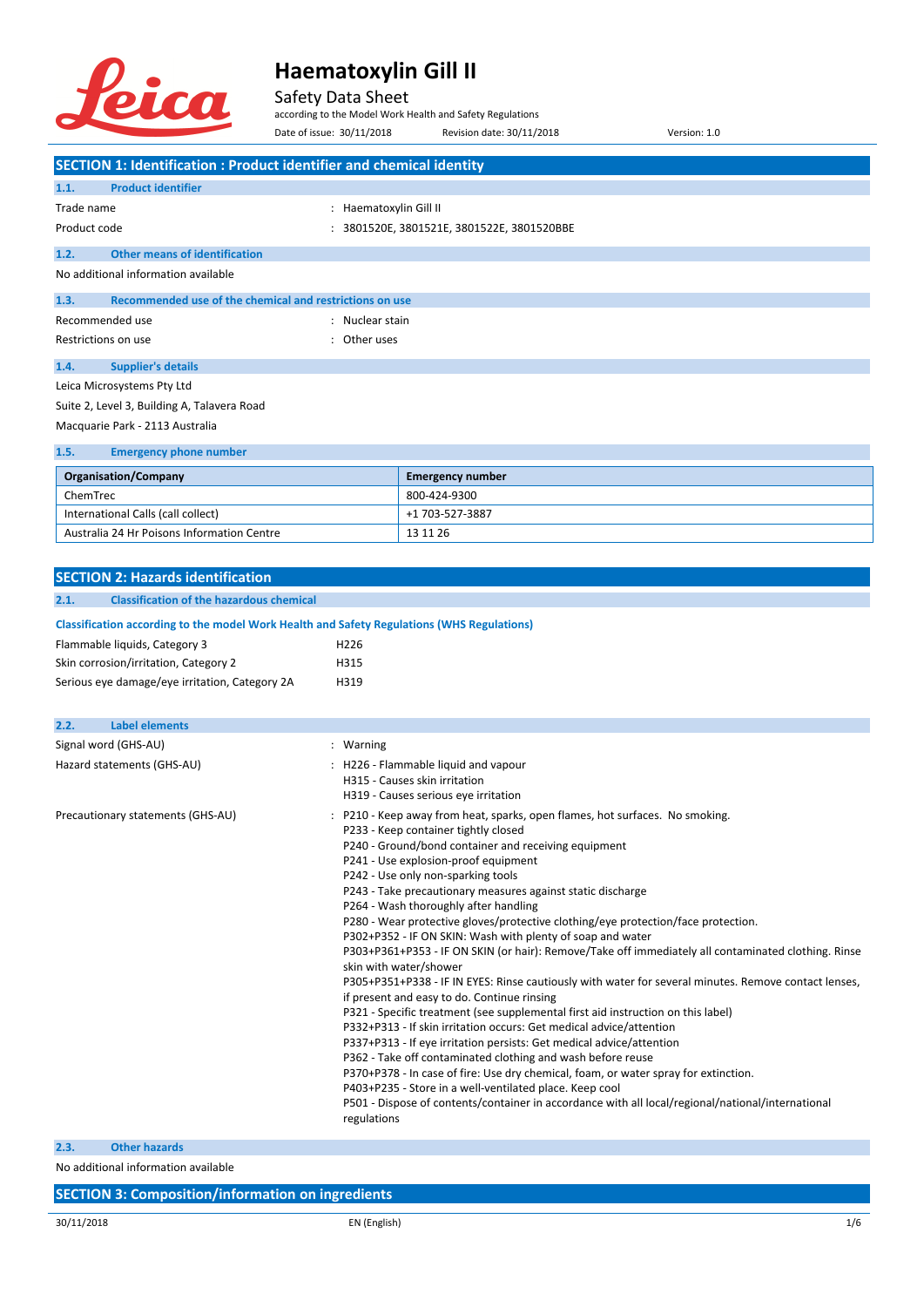# Haematoxylin Gill II

Safety Data Sheet

according to the Model Work Health and Safety Regulations

Date of issue: 30/11/2018 Revision date: 30/11/2018 Version: 1.0

## SECTION 1: Identification : Product identifier and chemical identity

### 1.1. Product identifier

Trade name : Haematoxylin Gill II

Product code : 3801520E, 3801521E, 3801522E, 3801520BBE

### 1.2. Other means of identification

No additional information available

### 1.3. Recommended use of the chemical and restrictions on use

Recommended use : Nuclear stain

Restrictions on use : Other uses

### 1.4. Supplier's details

Leica Microsystems Pty Ltd

Suite 2, Level 3, Building A, Talavera Road

Macquarie Park - 2113 Australia

### 1.5. Emergency phone number

| Organisation/Company | Emergency number |
|---|---|
| ChemTrec | 800-424-9300 |
| International Calls (call collect) | +1 703-527-3887 |
| Australia 24 Hr Poisons Information Centre | 13 11 26 |

## SECTION 2: Hazards identification

### 2.1. Classification of the hazardous chemical

**Classification according to the model Work Health and Safety Regulations (WHS Regulations)**

| | |
|---|---|
| Flammable liquids, Category 3 | H226 |
| Skin corrosion/irritation, Category 2 | H315 |
| Serious eye damage/eye irritation, Category 2A | H319 |

### 2.2. Label elements

Signal word (GHS-AU) : Warning

Hazard statements (GHS-AU) :
- H226 - Flammable liquid and vapour
- H315 - Causes skin irritation
- H319 - Causes serious eye irritation

Precautionary statements (GHS-AU) :
- P210 - Keep away from heat, sparks, open flames, hot surfaces. No smoking.
- P233 - Keep container tightly closed
- P240 - Ground/bond container and receiving equipment
- P241 - Use explosion-proof equipment
- P242 - Use only non-sparking tools
- P243 - Take precautionary measures against static discharge
- P264 - Wash thoroughly after handling
- P280 - Wear protective gloves/protective clothing/eye protection/face protection.
- P302+P352 - IF ON SKIN: Wash with plenty of soap and water
- P303+P361+P353 - IF ON SKIN (or hair): Remove/Take off immediately all contaminated clothing. Rinse skin with water/shower
- P305+P351+P338 - IF IN EYES: Rinse cautiously with water for several minutes. Remove contact lenses, if present and easy to do. Continue rinsing
- P321 - Specific treatment (see supplemental first aid instruction on this label)
- P332+P313 - If skin irritation occurs: Get medical advice/attention
- P337+P313 - If eye irritation persists: Get medical advice/attention
- P362 - Take off contaminated clothing and wash before reuse
- P370+P378 - In case of fire: Use dry chemical, foam, or water spray for extinction.
- P403+P235 - Store in a well-ventilated place. Keep cool
- P501 - Dispose of contents/container in accordance with all local/regional/national/international regulations

### 2.3. Other hazards

No additional information available

## SECTION 3: Composition/information on ingredients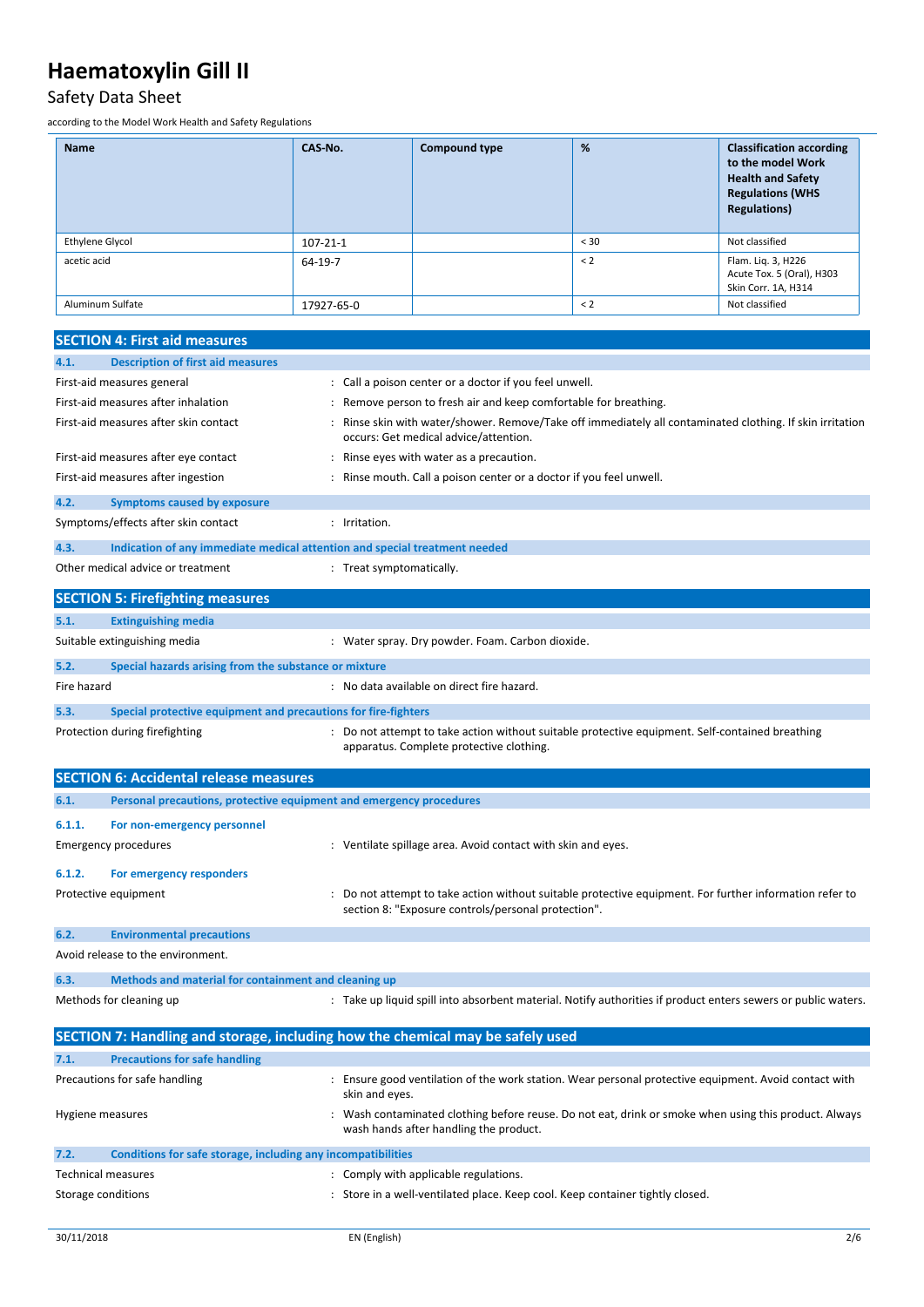| Name | CAS-No. | Compound type | % | Classification according to the model Work Health and Safety Regulations (WHS Regulations) |
|---|---|---|---|---|
| Ethylene Glycol | 107-21-1 | | < 30 | Not classified |
| acetic acid | 64-19-7 | | < 2 | Flam. Liq. 3, H226<br>Acute Tox. 5 (Oral), H303<br>Skin Corr. 1A, H314 |
| Aluminum Sulfate | 17927-65-0 | | < 2 | Not classified |

## SECTION 4: First aid measures

### 4.1. Description of first aid measures

First-aid measures general : Call a poison center or a doctor if you feel unwell.

First-aid measures after inhalation : Remove person to fresh air and keep comfortable for breathing.

First-aid measures after skin contact : Rinse skin with water/shower. Remove/Take off immediately all contaminated clothing. If skin irritation occurs: Get medical advice/attention.

First-aid measures after eye contact : Rinse eyes with water as a precaution.

First-aid measures after ingestion : Rinse mouth. Call a poison center or a doctor if you feel unwell.

### 4.2. Symptoms caused by exposure

Symptoms/effects after skin contact : Irritation.

### 4.3. Indication of any immediate medical attention and special treatment needed

Other medical advice or treatment : Treat symptomatically.

## SECTION 5: Firefighting measures

### 5.1. Extinguishing media

Suitable extinguishing media : Water spray. Dry powder. Foam. Carbon dioxide.

### 5.2. Special hazards arising from the substance or mixture

Fire hazard : No data available on direct fire hazard.

### 5.3. Special protective equipment and precautions for fire-fighters

Protection during firefighting : Do not attempt to take action without suitable protective equipment. Self-contained breathing apparatus. Complete protective clothing.

## SECTION 6: Accidental release measures

### 6.1. Personal precautions, protective equipment and emergency procedures

#### 6.1.1. For non-emergency personnel

Emergency procedures : Ventilate spillage area. Avoid contact with skin and eyes.

#### 6.1.2. For emergency responders

Protective equipment : Do not attempt to take action without suitable protective equipment. For further information refer to section 8: "Exposure controls/personal protection".

### 6.2. Environmental precautions

Avoid release to the environment.

### 6.3. Methods and material for containment and cleaning up

Methods for cleaning up : Take up liquid spill into absorbent material. Notify authorities if product enters sewers or public waters.

## SECTION 7: Handling and storage, including how the chemical may be safely used

### 7.1. Precautions for safe handling

Precautions for safe handling : Ensure good ventilation of the work station. Wear personal protective equipment. Avoid contact with skin and eyes.

Hygiene measures : Wash contaminated clothing before reuse. Do not eat, drink or smoke when using this product. Always wash hands after handling the product.

### 7.2. Conditions for safe storage, including any incompatibilities

Technical measures : Comply with applicable regulations.

Storage conditions : Store in a well-ventilated place. Keep cool. Keep container tightly closed.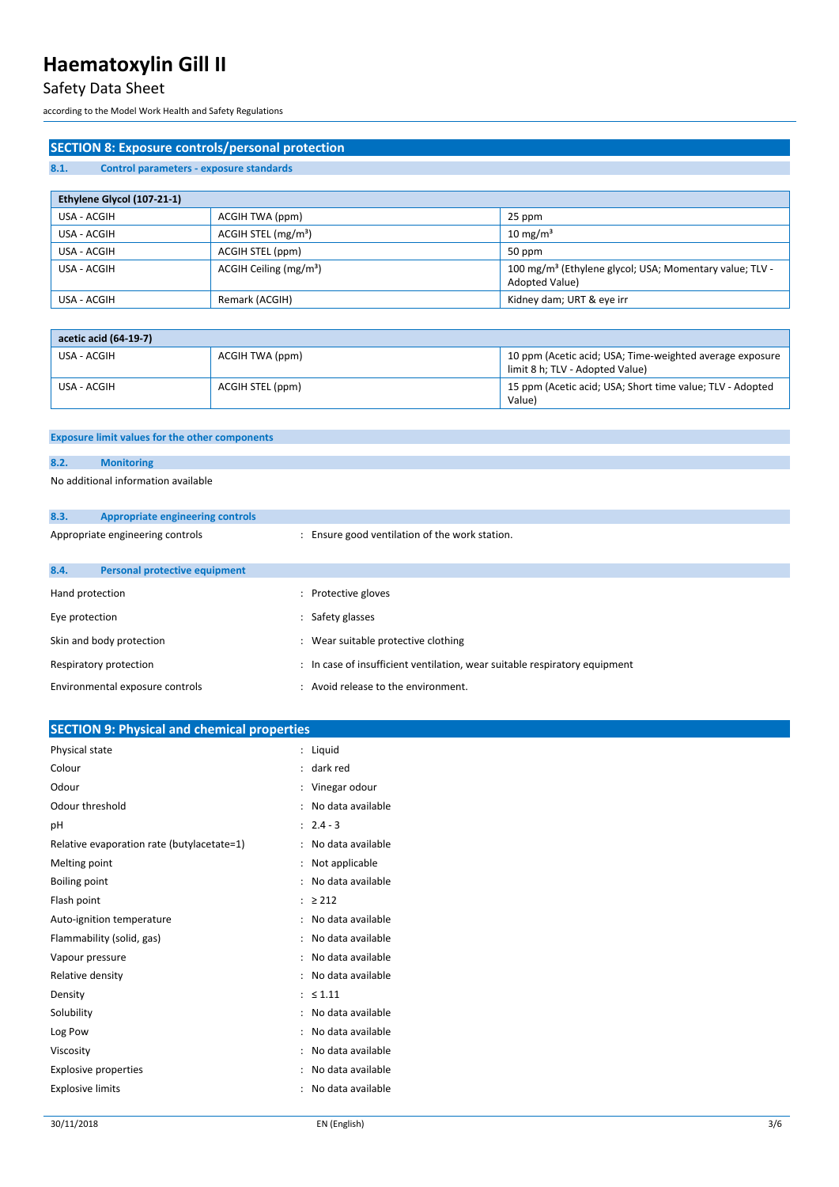## SECTION 8: Exposure controls/personal protection

### 8.1. Control parameters - exposure standards

| Ethylene Glycol (107-21-1) | | |
|---|---|---|
| USA - ACGIH | ACGIH TWA (ppm) | 25 ppm |
| USA - ACGIH | ACGIH STEL ($mg/m^3$) | 10 $mg/m^3$ |
| USA - ACGIH | ACGIH STEL (ppm) | 50 ppm |
| USA - ACGIH | ACGIH Ceiling ($mg/m^3$) | 100 $mg/m^3$ (Ethylene glycol; USA; Momentary value; TLV - Adopted Value) |
| USA - ACGIH | Remark (ACGIH) | Kidney dam; URT & eye irr |

| acetic acid (64-19-7) | | |
|---|---|---|
| USA - ACGIH | ACGIH TWA (ppm) | 10 ppm (Acetic acid; USA; Time-weighted average exposure limit 8 h; TLV - Adopted Value) |
| USA - ACGIH | ACGIH STEL (ppm) | 15 ppm (Acetic acid; USA; Short time value; TLV - Adopted Value) |

**Exposure limit values for the other components**

### 8.2. Monitoring

No additional information available

### 8.3. Appropriate engineering controls

Appropriate engineering controls : Ensure good ventilation of the work station.

### 8.4. Personal protective equipment

Hand protection : Protective gloves

Eye protection : Safety glasses

Skin and body protection : Wear suitable protective clothing

Respiratory protection : In case of insufficient ventilation, wear suitable respiratory equipment

Environmental exposure controls : Avoid release to the environment.

## SECTION 9: Physical and chemical properties

Physical state : Liquid

Colour : dark red

Odour : Vinegar odour

Odour threshold : No data available

pH : 2.4 - 3

Relative evaporation rate (butylacetate=1) : No data available

Melting point : Not applicable

Boiling point : No data available

Flash point : ≥ 212

Auto-ignition temperature : No data available

Flammability (solid, gas) : No data available

Vapour pressure : No data available

Relative density : No data available

Density : ≤ 1.11

Solubility : No data available

Log Pow : No data available

Viscosity : No data available

Explosive properties : No data available

Explosive limits : No data available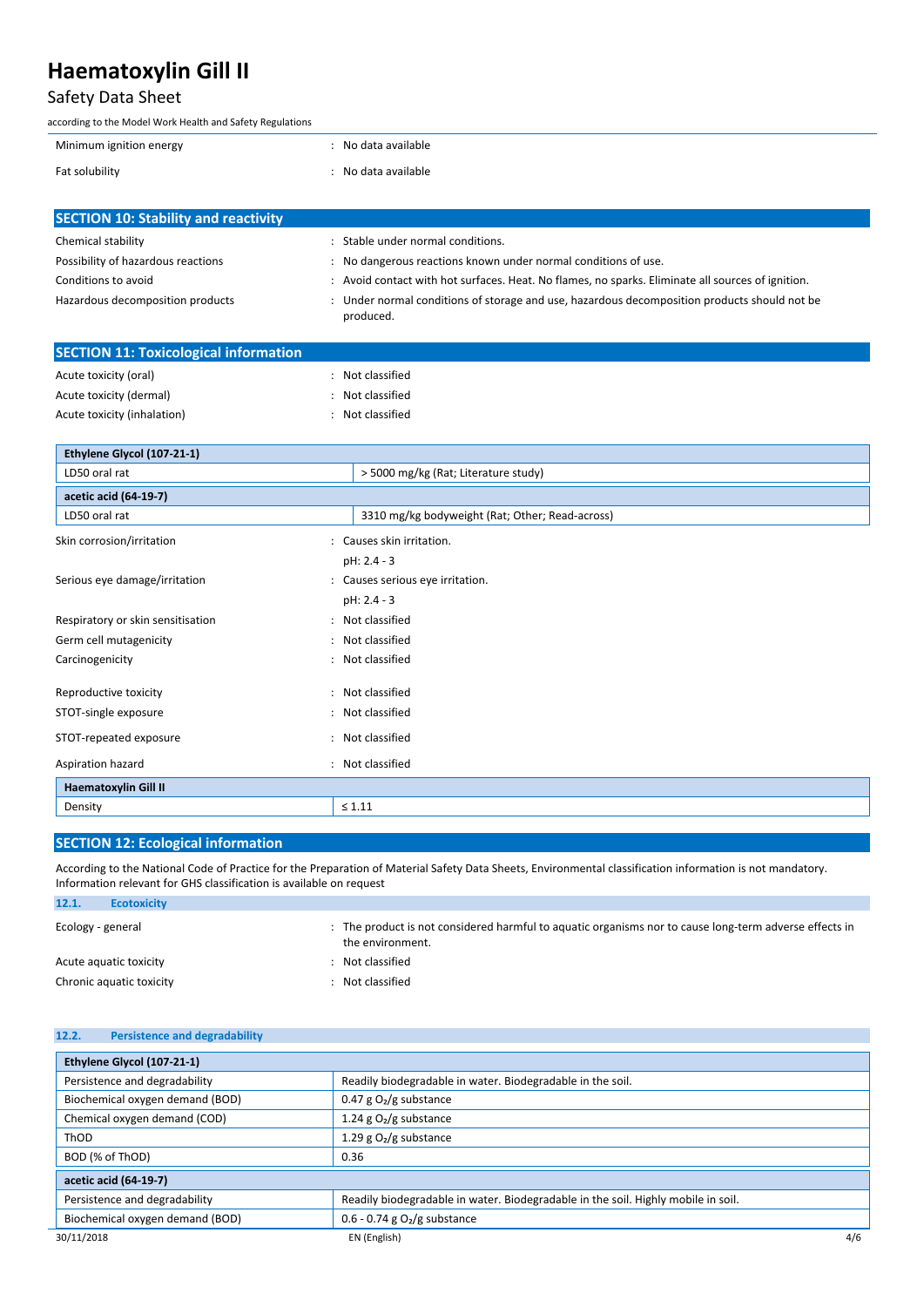| | |
|---|---|
| Minimum ignition energy | : No data available |
| Fat solubility | : No data available |

## SECTION 10: Stability and reactivity

| | |
|---|---|
| Chemical stability | : Stable under normal conditions. |
| Possibility of hazardous reactions | : No dangerous reactions known under normal conditions of use. |
| Conditions to avoid | : Avoid contact with hot surfaces. Heat. No flames, no sparks. Eliminate all sources of ignition. |
| Hazardous decomposition products | : Under normal conditions of storage and use, hazardous decomposition products should not be produced. |

## SECTION 11: Toxicological information

| | |
|---|---|
| Acute toxicity (oral) | : Not classified |
| Acute toxicity (dermal) | : Not classified |
| Acute toxicity (inhalation) | : Not classified |

| **Ethylene Glycol (107-21-1)** | |
|---|---|
| LD50 oral rat | > 5000 mg/kg (Rat; Literature study) |
| **acetic acid (64-19-7)** | |
| LD50 oral rat | 3310 mg/kg bodyweight (Rat; Other; Read-across) |

| | |
|---|---|
| Skin corrosion/irritation | : Causes skin irritation. |
| | pH: 2.4 - 3 |
| Serious eye damage/irritation | : Causes serious eye irritation. |
| | pH: 2.4 - 3 |
| Respiratory or skin sensitisation | : Not classified |
| Germ cell mutagenicity | : Not classified |
| Carcinogenicity | : Not classified |
| Reproductive toxicity | : Not classified |
| STOT-single exposure | : Not classified |
| STOT-repeated exposure | : Not classified |
| Aspiration hazard | : Not classified |

| **Haematoxylin Gill II** | |
|---|---|
| Density | ≤ 1.11 |

## SECTION 12: Ecological information

According to the National Code of Practice for the Preparation of Material Safety Data Sheets, Environmental classification information is not mandatory. Information relevant for GHS classification is available on request

### 12.1. Ecotoxicity

| | |
|---|---|
| Ecology - general | : The product is not considered harmful to aquatic organisms nor to cause long-term adverse effects in the environment. |
| Acute aquatic toxicity | : Not classified |
| Chronic aquatic toxicity | : Not classified |

### 12.2. Persistence and degradability

| **Ethylene Glycol (107-21-1)** | |
|---|---|
| Persistence and degradability | Readily biodegradable in water. Biodegradable in the soil. |
| Biochemical oxygen demand (BOD) | 0.47 g $O_2$/g substance |
| Chemical oxygen demand (COD) | 1.24 g $O_2$/g substance |
| ThOD | 1.29 g $O_2$/g substance |
| BOD (% of ThOD) | 0.36 |
| **acetic acid (64-19-7)** | |
| Persistence and degradability | Readily biodegradable in water. Biodegradable in the soil. Highly mobile in soil. |
| Biochemical oxygen demand (BOD) | 0.6 - 0.74 g $O_2$/g substance |

30/11/2018 EN (English)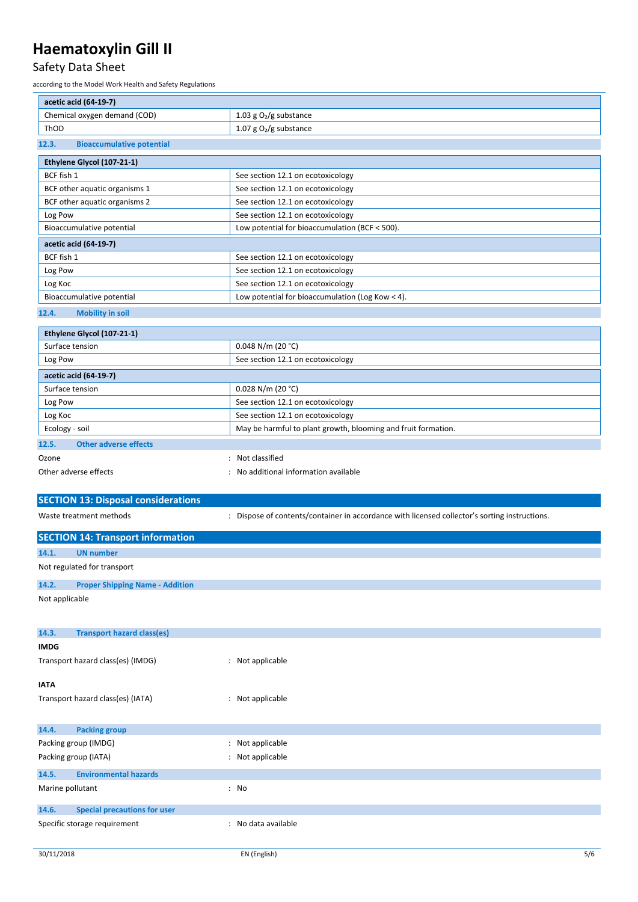| acetic acid (64-19-7) | |
|---|---|
| Chemical oxygen demand (COD) | 1.03 g $O_2$/g substance |
| ThOD | 1.07 g $O_2$/g substance |

### 12.3. Bioaccumulative potential

| Ethylene Glycol (107-21-1) | |
|---|---|
| BCF fish 1 | See section 12.1 on ecotoxicology |
| BCF other aquatic organisms 1 | See section 12.1 on ecotoxicology |
| BCF other aquatic organisms 2 | See section 12.1 on ecotoxicology |
| Log Pow | See section 12.1 on ecotoxicology |
| Bioaccumulative potential | Low potential for bioaccumulation (BCF < 500). |
| **acetic acid (64-19-7)** | |
| BCF fish 1 | See section 12.1 on ecotoxicology |
| Log Pow | See section 12.1 on ecotoxicology |
| Log Koc | See section 12.1 on ecotoxicology |
| Bioaccumulative potential | Low potential for bioaccumulation (Log Kow < 4). |

### 12.4. Mobility in soil

| Ethylene Glycol (107-21-1) | |
|---|---|
| Surface tension | 0.048 N/m (20 °C) |
| Log Pow | See section 12.1 on ecotoxicology |
| **acetic acid (64-19-7)** | |
| Surface tension | 0.028 N/m (20 °C) |
| Log Pow | See section 12.1 on ecotoxicology |
| Log Koc | See section 12.1 on ecotoxicology |
| Ecology - soil | May be harmful to plant growth, blooming and fruit formation. |

### 12.5. Other adverse effects

Ozone : Not classified

Other adverse effects : No additional information available

## SECTION 13: Disposal considerations

Waste treatment methods : Dispose of contents/container in accordance with licensed collector's sorting instructions.

## SECTION 14: Transport information

### 14.1. UN number

Not regulated for transport

### 14.2. Proper Shipping Name - Addition

Not applicable

### 14.3. Transport hazard class(es)

**IMDG**

Transport hazard class(es) (IMDG) : Not applicable

**IATA**

Transport hazard class(es) (IATA) : Not applicable

### 14.4. Packing group

Packing group (IMDG) : Not applicable

Packing group (IATA) : Not applicable

### 14.5. Environmental hazards

Marine pollutant : No

### 14.6. Special precautions for user

Specific storage requirement : No data available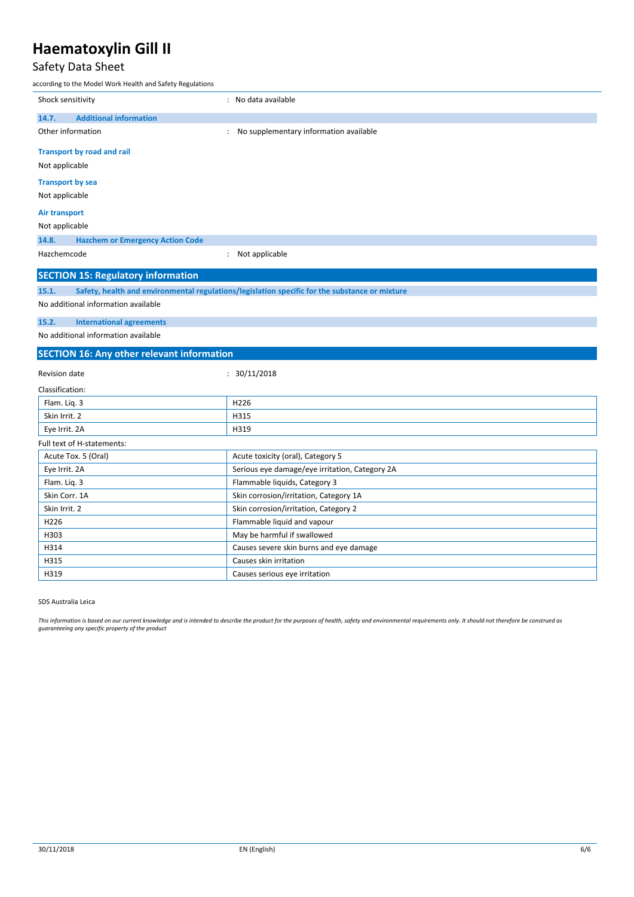Shock sensitivity : No data available

### 14.7. Additional information

Other information : No supplementary information available

**Transport by road and rail**

Not applicable

**Transport by sea**

Not applicable

**Air transport**

Not applicable

### 14.8. Hazchem or Emergency Action Code

Hazchemcode : Not applicable

## SECTION 15: Regulatory information

### 15.1. Safety, health and environmental regulations/legislation specific for the substance or mixture

No additional information available

### 15.2. International agreements

No additional information available

## SECTION 16: Any other relevant information

Revision date : 30/11/2018

Classification:

| | |
|---|---|
| Flam. Liq. 3 | H226 |
| Skin Irrit. 2 | H315 |
| Eye Irrit. 2A | H319 |

Full text of H-statements:

| | |
|---|---|
| Acute Tox. 5 (Oral) | Acute toxicity (oral), Category 5 |
| Eye Irrit. 2A | Serious eye damage/eye irritation, Category 2A |
| Flam. Liq. 3 | Flammable liquids, Category 3 |
| Skin Corr. 1A | Skin corrosion/irritation, Category 1A |
| Skin Irrit. 2 | Skin corrosion/irritation, Category 2 |
| H226 | Flammable liquid and vapour |
| H303 | May be harmful if swallowed |
| H314 | Causes severe skin burns and eye damage |
| H315 | Causes skin irritation |
| H319 | Causes serious eye irritation |

SDS Australia Leica

*This information is based on our current knowledge and is intended to describe the product for the purposes of health, safety and environmental requirements only. It should not therefore be construed as guaranteeing any specific property of the product*